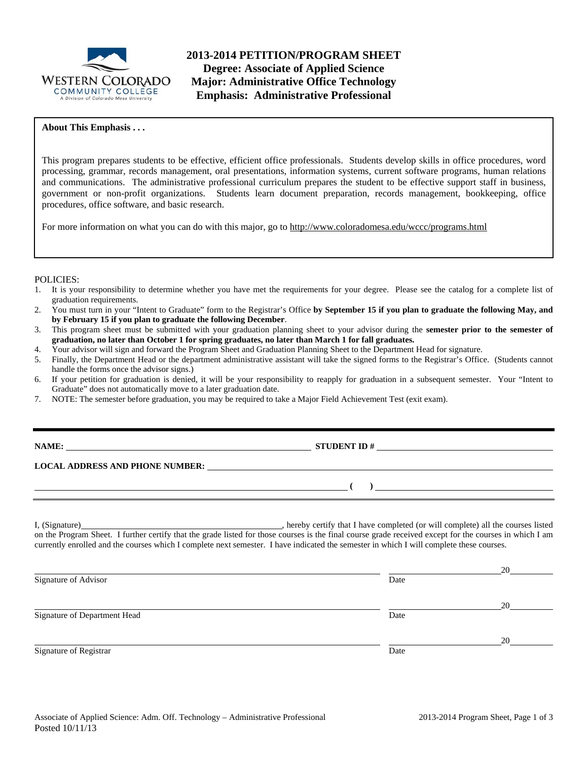# 2013-2014 PETITION/PROGRAM SHEET
## Degree: Associate of Applied Science
## Major: Administrative Office Technology
## Emphasis: Administrative Professional

**About This Emphasis . . .**

This program prepares students to be effective, efficient office professionals. Students develop skills in office procedures, word processing, grammar, records management, oral presentations, information systems, current software programs, human relations and communications. The administrative professional curriculum prepares the student to be effective support staff in business, government or non-profit organizations. Students learn document preparation, records management, bookkeeping, office procedures, office software, and basic research.

For more information on what you can do with this major, go to http://www.coloradomesa.edu/wccc/programs.html

POLICIES:

1. It is your responsibility to determine whether you have met the requirements for your degree. Please see the catalog for a complete list of graduation requirements.
2. You must turn in your "Intent to Graduate" form to the Registrar's Office **by September 15 if you plan to graduate the following May, and by February 15 if you plan to graduate the following December**.
3. This program sheet must be submitted with your graduation planning sheet to your advisor during the **semester prior to the semester of graduation, no later than October 1 for spring graduates, no later than March 1 for fall graduates.**
4. Your advisor will sign and forward the Program Sheet and Graduation Planning Sheet to the Department Head for signature.
5. Finally, the Department Head or the department administrative assistant will take the signed forms to the Registrar's Office. (Students cannot handle the forms once the advisor signs.)
6. If your petition for graduation is denied, it will be your responsibility to reapply for graduation in a subsequent semester. Your "Intent to Graduate" does not automatically move to a later graduation date.
7. NOTE: The semester before graduation, you may be required to take a Major Field Achievement Test (exit exam).

---

**NAME:** ______________________________ **STUDENT ID #** ______________________________

**LOCAL ADDRESS AND PHONE NUMBER:** ______________________________

______________________________ **( )** ______________________________

I, (Signature)______________________________, hereby certify that I have completed (or will complete) all the courses listed on the Program Sheet. I further certify that the grade listed for those courses is the final course grade received except for the courses in which I am currently enrolled and the courses which I complete next semester. I have indicated the semester in which I will complete these courses.

______________________________ ______________20______
Signature of Advisor Date

______________________________ ______________20______
Signature of Department Head Date

______________________________ ______________20______
Signature of Registrar Date

Associate of Applied Science: Adm. Off. Technology – Administrative Professional
Posted 10/11/13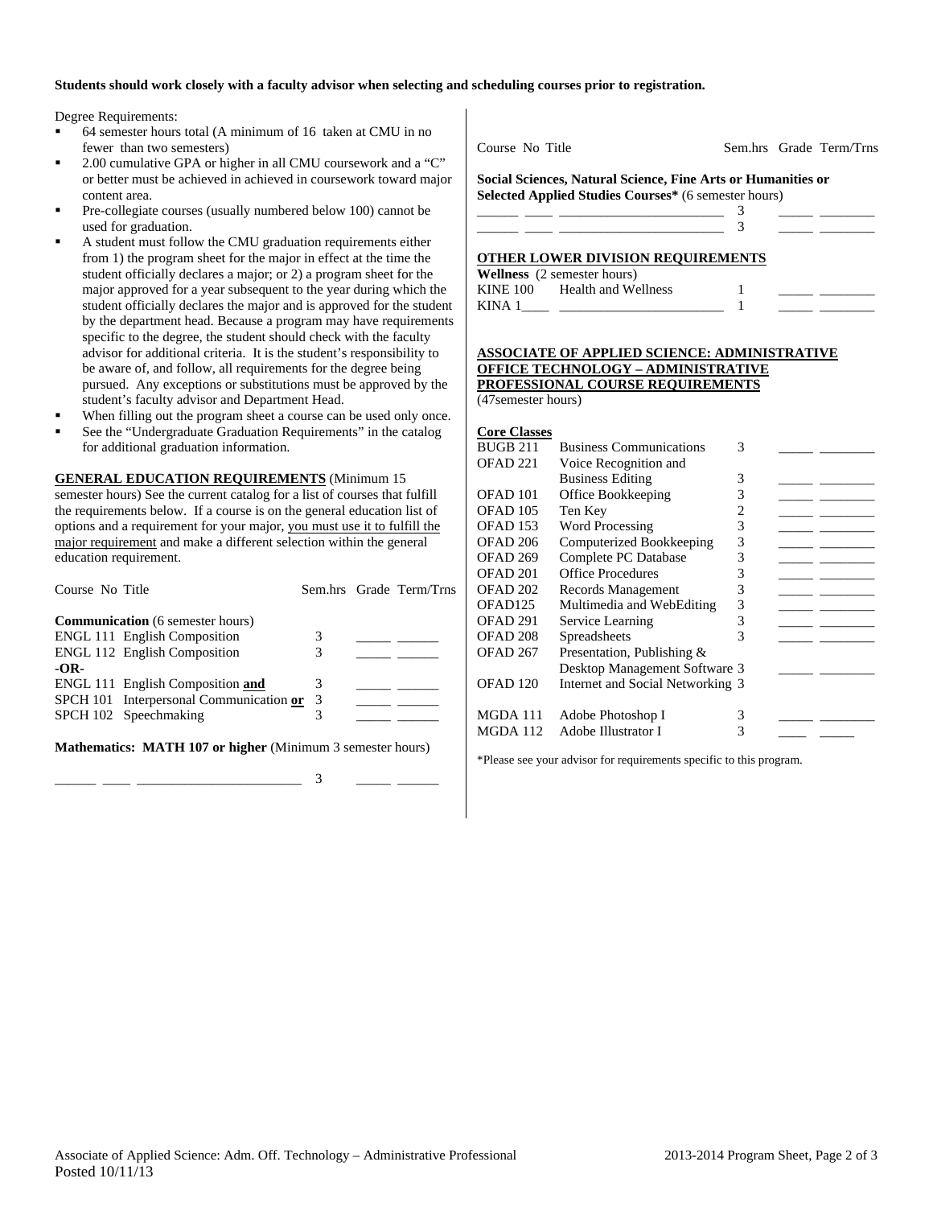**Students should work closely with a faculty advisor when selecting and scheduling courses prior to registration.**

Degree Requirements:

- 64 semester hours total (A minimum of 16 taken at CMU in no fewer than two semesters)
- 2.00 cumulative GPA or higher in all CMU coursework and a "C" or better must be achieved in achieved in coursework toward major content area.
- Pre-collegiate courses (usually numbered below 100) cannot be used for graduation.
- A student must follow the CMU graduation requirements either from 1) the program sheet for the major in effect at the time the student officially declares a major; or 2) a program sheet for the major approved for a year subsequent to the year during which the student officially declares the major and is approved for the student by the department head. Because a program may have requirements specific to the degree, the student should check with the faculty advisor for additional criteria. It is the student's responsibility to be aware of, and follow, all requirements for the degree being pursued. Any exceptions or substitutions must be approved by the student's faculty advisor and Department Head.
- When filling out the program sheet a course can be used only once.
- See the "Undergraduate Graduation Requirements" in the catalog for additional graduation information.

**GENERAL EDUCATION REQUIREMENTS** (Minimum 15 semester hours) See the current catalog for a list of courses that fulfill the requirements below. If a course is on the general education list of options and a requirement for your major, you must use it to fulfill the major requirement and make a different selection within the general education requirement.

| Course No | Title | Sem.hrs | Grade | Term/Trns |
|---|---|---|---|---|
| **Communication** (6 semester hours) | | | | |
| ENGL 111 | English Composition | 3 | _____ | ______ |
| ENGL 112 | English Composition | 3 | _____ | ______ |
| **-OR-** | | | | |
| ENGL 111 | English Composition **and** | 3 | _____ | ______ |
| SPCH 101 | Interpersonal Communication **or** | 3 | _____ | ______ |
| SPCH 102 | Speechmaking | 3 | _____ | ______ |
| **Mathematics: MATH 107 or higher** (Minimum 3 semester hours) | | | | |
| ______ ____ | ________________________ | 3 | _____ | ______ |

| Course No | Title | Sem.hrs | Grade | Term/Trns |
|---|---|---|---|---|
| **Social Sciences, Natural Science, Fine Arts or Humanities or Selected Applied Studies Courses*** (6 semester hours) | | | | |
| ______ ____ | ________________________ | 3 | _____ | ________ |
| ______ ____ | ________________________ | 3 | _____ | ________ |

**OTHER LOWER DIVISION REQUIREMENTS**

| Course No | Title | Sem.hrs | Grade | Term/Trns |
|---|---|---|---|---|
| **Wellness** (2 semester hours) | | | | |
| KINE 100 | Health and Wellness | 1 | _____ | ________ |
| KINA 1____ | ________________________ | 1 | _____ | ________ |

**ASSOCIATE OF APPLIED SCIENCE: ADMINISTRATIVE OFFICE TECHNOLOGY – ADMINISTRATIVE PROFESSIONAL COURSE REQUIREMENTS**
(47semester hours)

**Core Classes**

| Course No | Title | Sem.hrs | Grade | Term/Trns |
|---|---|---|---|---|
| BUGB 211 | Business Communications | 3 | _____ | ________ |
| OFAD 221 | Voice Recognition and Business Editing | 3 | _____ | ________ |
| OFAD 101 | Office Bookkeeping | 3 | _____ | ________ |
| OFAD 105 | Ten Key | 2 | _____ | ________ |
| OFAD 153 | Word Processing | 3 | _____ | ________ |
| OFAD 206 | Computerized Bookkeeping | 3 | _____ | ________ |
| OFAD 269 | Complete PC Database | 3 | _____ | ________ |
| OFAD 201 | Office Procedures | 3 | _____ | ________ |
| OFAD 202 | Records Management | 3 | _____ | ________ |
| OFAD125 | Multimedia and WebEditing | 3 | _____ | ________ |
| OFAD 291 | Service Learning | 3 | _____ | ________ |
| OFAD 208 | Spreadsheets | 3 | _____ | ________ |
| OFAD 267 | Presentation, Publishing & Desktop Management Software | 3 | _____ | ________ |
| OFAD 120 | Internet and Social Networking | 3 | | |
| MGDA 111 | Adobe Photoshop I | 3 | _____ | ________ |
| MGDA 112 | Adobe Illustrator I | 3 | ____ | _____ |

*Please see your advisor for requirements specific to this program.

Associate of Applied Science: Adm. Off. Technology – Administrative Professional
Posted 10/11/13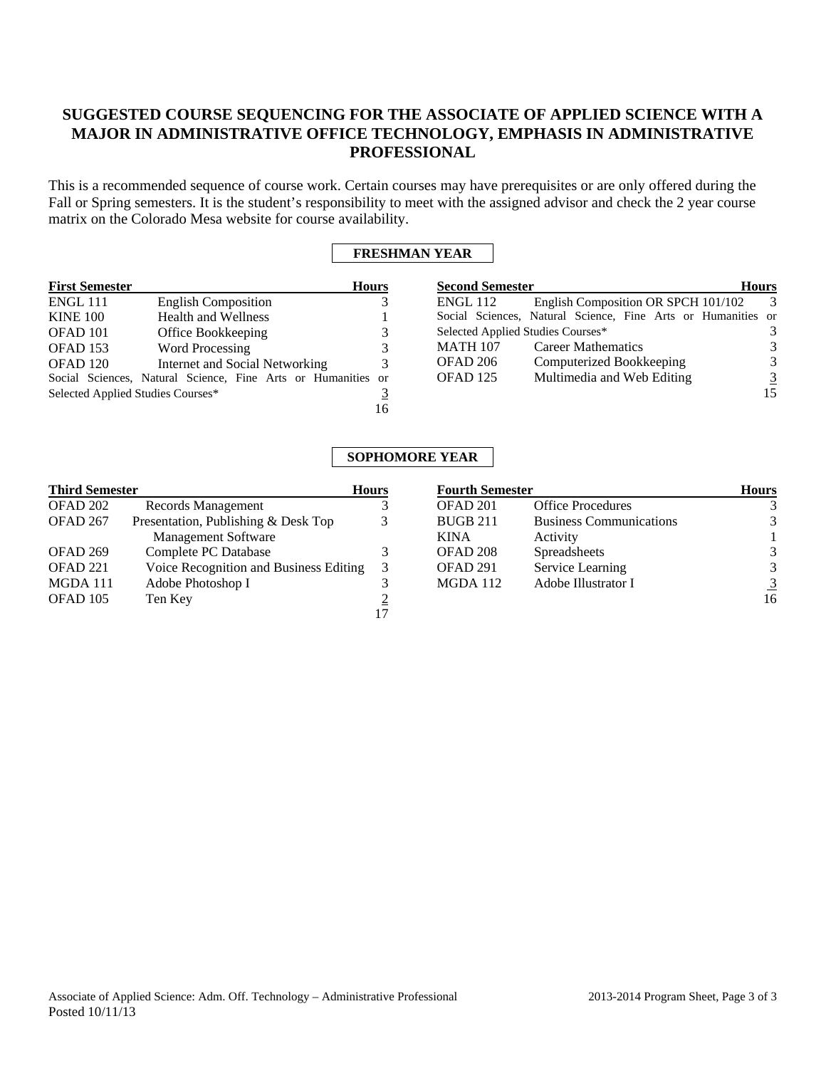## SUGGESTED COURSE SEQUENCING FOR THE ASSOCIATE OF APPLIED SCIENCE WITH A MAJOR IN ADMINISTRATIVE OFFICE TECHNOLOGY, EMPHASIS IN ADMINISTRATIVE PROFESSIONAL

This is a recommended sequence of course work. Certain courses may have prerequisites or are only offered during the Fall or Spring semesters. It is the student's responsibility to meet with the assigned advisor and check the 2 year course matrix on the Colorado Mesa website for course availability.

### FRESHMAN YEAR

| First Semester | | Hours |
|---|---|---|
| ENGL 111 | English Composition | 3 |
| KINE 100 | Health and Wellness | 1 |
| OFAD 101 | Office Bookkeeping | 3 |
| OFAD 153 | Word Processing | 3 |
| OFAD 120 | Internet and Social Networking | 3 |
| Social Sciences, Natural Science, Fine Arts or Humanities or Selected Applied Studies Courses* | | 3 |
| | | 16 |

| Second Semester | | Hours |
|---|---|---|
| ENGL 112 | English Composition OR SPCH 101/102 | 3 |
| Social Sciences, Natural Science, Fine Arts or Humanities or Selected Applied Studies Courses* | | 3 |
| MATH 107 | Career Mathematics | 3 |
| OFAD 206 | Computerized Bookkeeping | 3 |
| OFAD 125 | Multimedia and Web Editing | 3 |
| | | 15 |

### SOPHOMORE YEAR

| Third Semester | | Hours |
|---|---|---|
| OFAD 202 | Records Management | 3 |
| OFAD 267 | Presentation, Publishing & Desk Top Management Software | 3 |
| OFAD 269 | Complete PC Database | 3 |
| OFAD 221 | Voice Recognition and Business Editing | 3 |
| MGDA 111 | Adobe Photoshop I | 3 |
| OFAD 105 | Ten Key | 2 |
| | | 17 |

| Fourth Semester | | Hours |
|---|---|---|
| OFAD 201 | Office Procedures | 3 |
| BUGB 211 | Business Communications | 3 |
| KINA | Activity | 1 |
| OFAD 208 | Spreadsheets | 3 |
| OFAD 291 | Service Learning | 3 |
| MGDA 112 | Adobe Illustrator I | 3 |
| | | 16 |